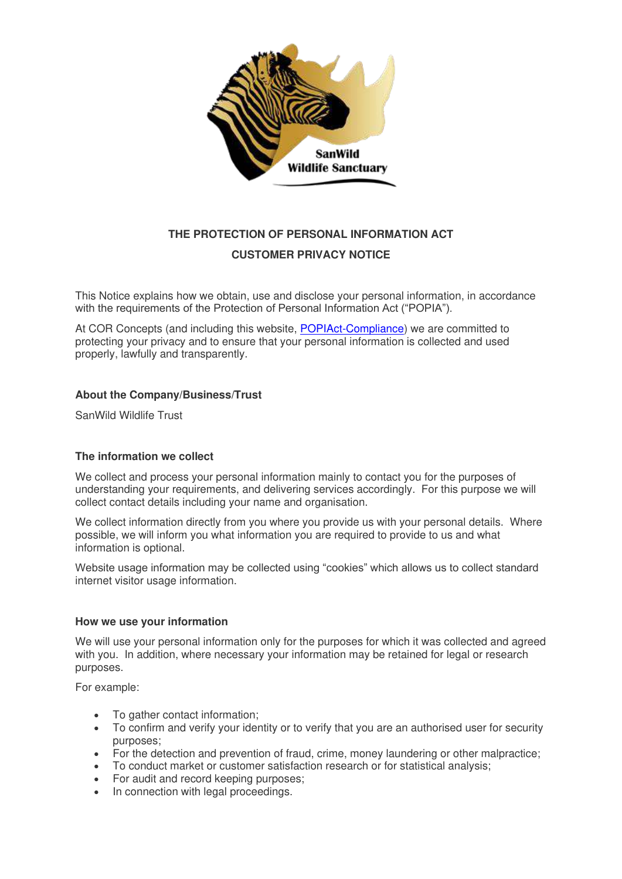SanWild
Wildlife Sanctuary

**THE PROTECTION OF PERSONAL INFORMATION ACT**

**CUSTOMER PRIVACY NOTICE**

This Notice explains how we obtain, use and disclose your personal information, in accordance with the requirements of the Protection of Personal Information Act ("POPIA").

At COR Concepts (and including this website, POPIAct-Compliance) we are committed to protecting your privacy and to ensure that your personal information is collected and used properly, lawfully and transparently.

### About the Company/Business/Trust

SanWild Wildlife Trust

### The information we collect

We collect and process your personal information mainly to contact you for the purposes of understanding your requirements, and delivering services accordingly. For this purpose we will collect contact details including your name and organisation.

We collect information directly from you where you provide us with your personal details. Where possible, we will inform you what information you are required to provide to us and what information is optional.

Website usage information may be collected using "cookies" which allows us to collect standard internet visitor usage information.

### How we use your information

We will use your personal information only for the purposes for which it was collected and agreed with you. In addition, where necessary your information may be retained for legal or research purposes.

For example:

- To gather contact information;
- To confirm and verify your identity or to verify that you are an authorised user for security purposes;
- For the detection and prevention of fraud, crime, money laundering or other malpractice;
- To conduct market or customer satisfaction research or for statistical analysis;
- For audit and record keeping purposes;
- In connection with legal proceedings.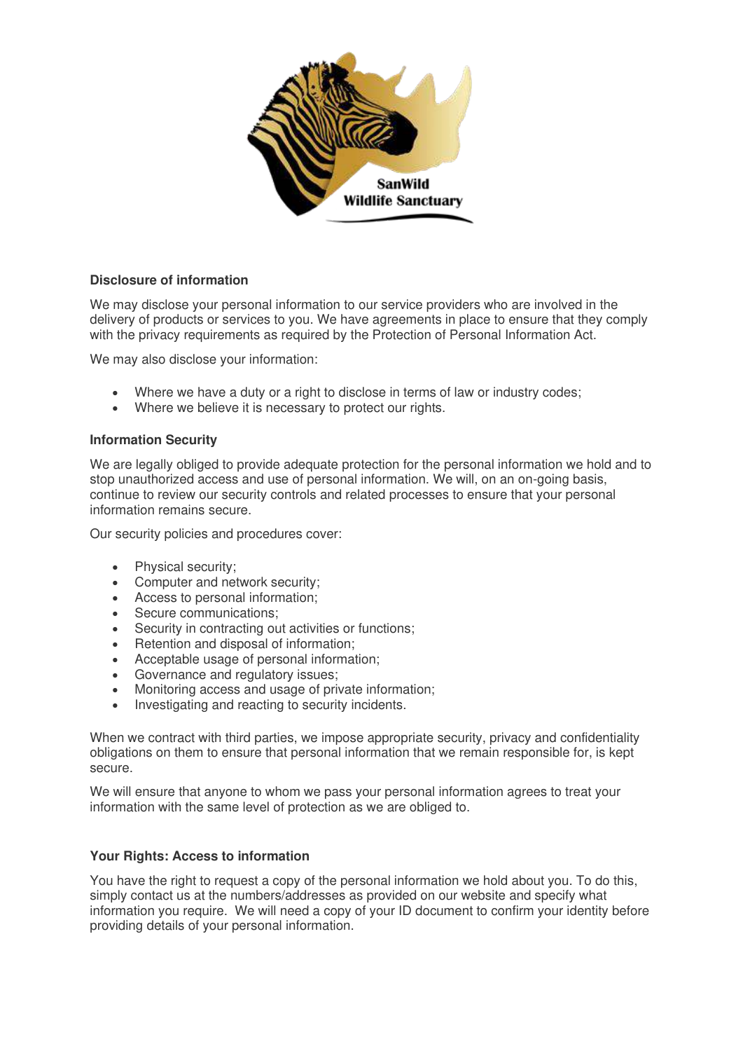### Disclosure of information

We may disclose your personal information to our service providers who are involved in the delivery of products or services to you. We have agreements in place to ensure that they comply with the privacy requirements as required by the Protection of Personal Information Act.

We may also disclose your information:

- Where we have a duty or a right to disclose in terms of law or industry codes;
- Where we believe it is necessary to protect our rights.

### Information Security

We are legally obliged to provide adequate protection for the personal information we hold and to stop unauthorized access and use of personal information. We will, on an on-going basis, continue to review our security controls and related processes to ensure that your personal information remains secure.

Our security policies and procedures cover:

- Physical security;
- Computer and network security;
- Access to personal information;
- Secure communications;
- Security in contracting out activities or functions;
- Retention and disposal of information;
- Acceptable usage of personal information;
- Governance and regulatory issues;
- Monitoring access and usage of private information;
- Investigating and reacting to security incidents.

When we contract with third parties, we impose appropriate security, privacy and confidentiality obligations on them to ensure that personal information that we remain responsible for, is kept secure.

We will ensure that anyone to whom we pass your personal information agrees to treat your information with the same level of protection as we are obliged to.

### Your Rights: Access to information

You have the right to request a copy of the personal information we hold about you. To do this, simply contact us at the numbers/addresses as provided on our website and specify what information you require. We will need a copy of your ID document to confirm your identity before providing details of your personal information.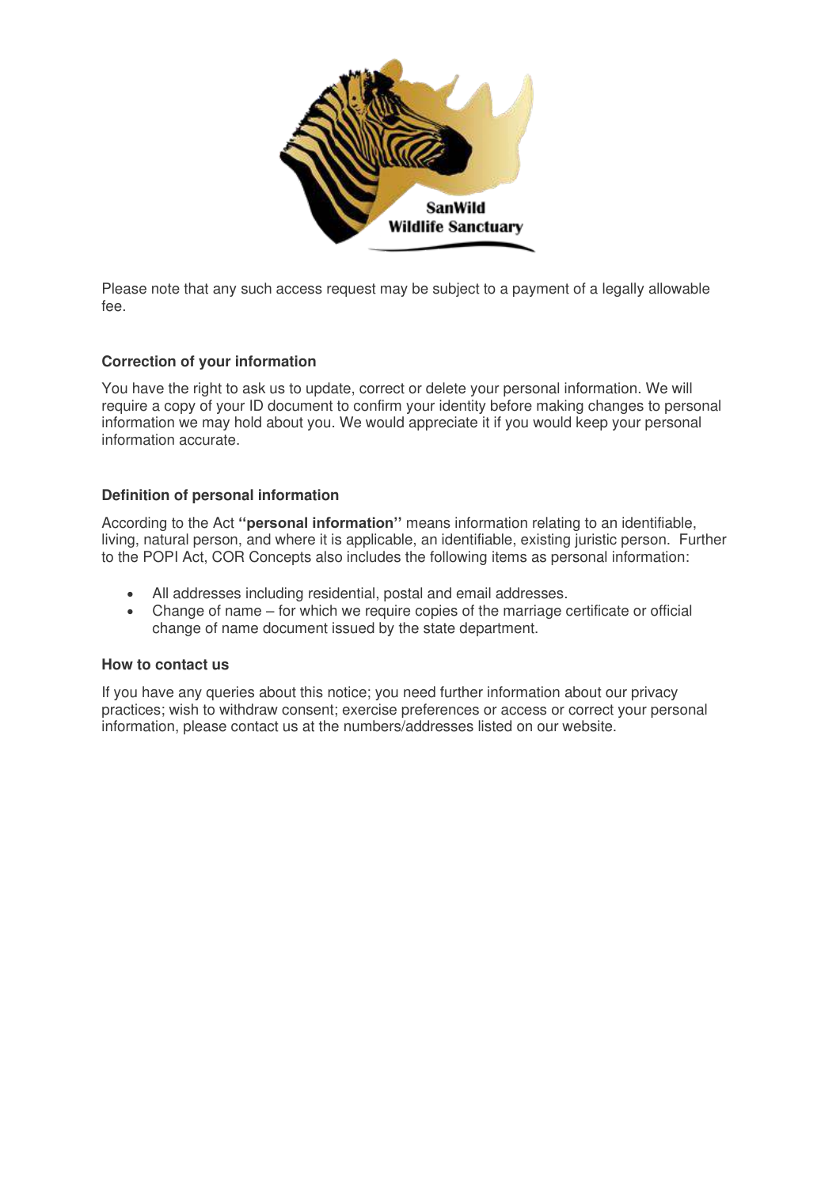Please note that any such access request may be subject to a payment of a legally allowable fee.

### Correction of your information

You have the right to ask us to update, correct or delete your personal information. We will require a copy of your ID document to confirm your identity before making changes to personal information we may hold about you. We would appreciate it if you would keep your personal information accurate.

### Definition of personal information

According to the Act **"personal information"** means information relating to an identifiable, living, natural person, and where it is applicable, an identifiable, existing juristic person. Further to the POPI Act, COR Concepts also includes the following items as personal information:

- All addresses including residential, postal and email addresses.
- Change of name – for which we require copies of the marriage certificate or official change of name document issued by the state department.

### How to contact us

If you have any queries about this notice; you need further information about our privacy practices; wish to withdraw consent; exercise preferences or access or correct your personal information, please contact us at the numbers/addresses listed on our website.